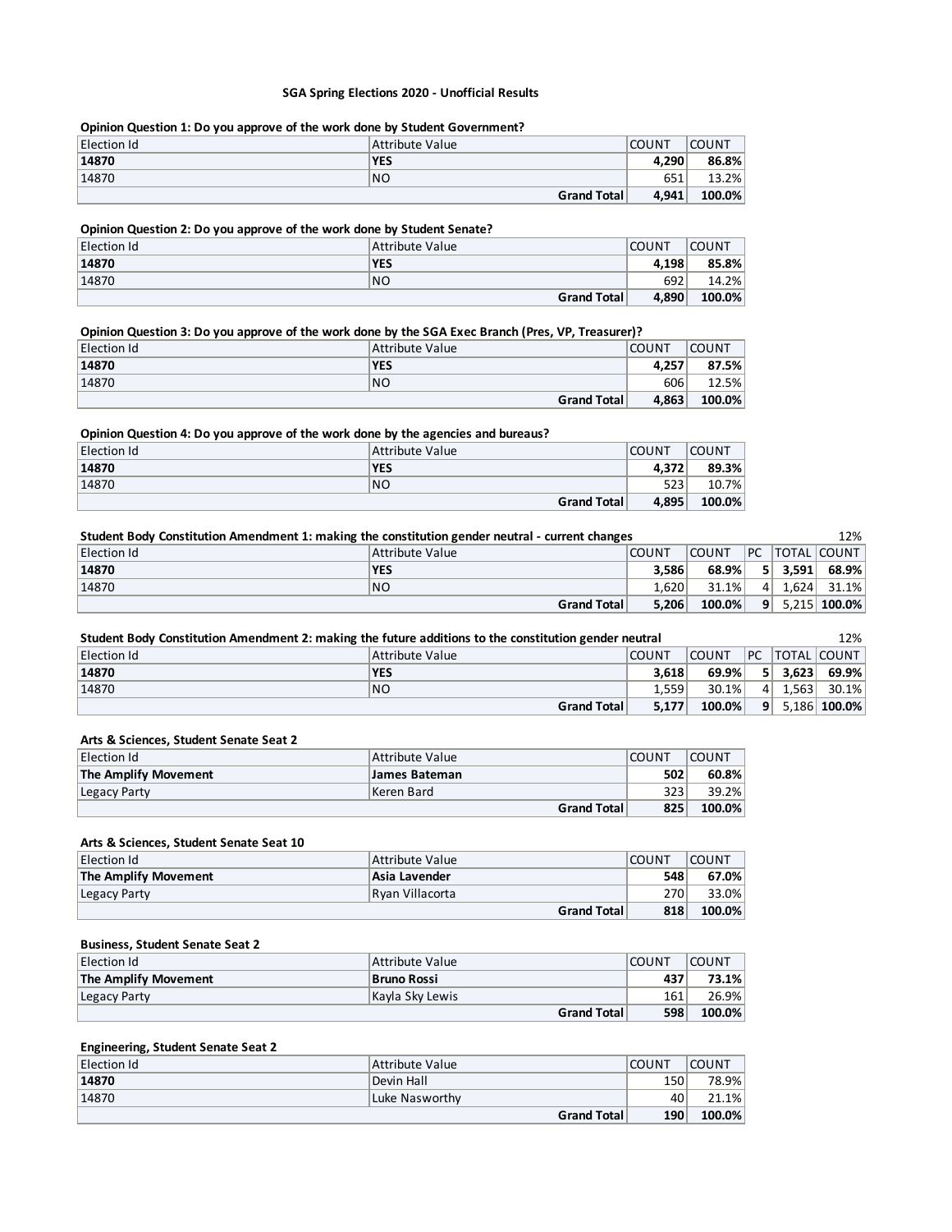**SGA Spring Elections 2020 - Unofficial Results**

**Opinion Question 1: Do you approve of the work done by Student Government?**

| Election Id | Attribute Value | COUNT | COUNT |
|---|---|---|---|
| **14870** | **YES** | **4,290** | **86.8%** |
| 14870 | NO | 651 | 13.2% |
| | **Grand Total** | **4,941** | **100.0%** |

**Opinion Question 2: Do you approve of the work done by Student Senate?**

| Election Id | Attribute Value | COUNT | COUNT |
|---|---|---|---|
| **14870** | **YES** | **4,198** | **85.8%** |
| 14870 | NO | 692 | 14.2% |
| | **Grand Total** | **4,890** | **100.0%** |

**Opinion Question 3: Do you approve of the work done by the SGA Exec Branch (Pres, VP, Treasurer)?**

| Election Id | Attribute Value | COUNT | COUNT |
|---|---|---|---|
| **14870** | **YES** | **4,257** | **87.5%** |
| 14870 | NO | 606 | 12.5% |
| | **Grand Total** | **4,863** | **100.0%** |

**Opinion Question 4: Do you approve of the work done by the agencies and bureaus?**

| Election Id | Attribute Value | COUNT | COUNT |
|---|---|---|---|
| **14870** | **YES** | **4,372** | **89.3%** |
| 14870 | NO | 523 | 10.7% |
| | **Grand Total** | **4,895** | **100.0%** |

**Student Body Constitution Amendment 1: making the constitution gender neutral - current changes** 12%

| Election Id | Attribute Value | COUNT | COUNT | PC | TOTAL | COUNT |
|---|---|---|---|---|---|---|
| **14870** | **YES** | **3,586** | **68.9%** | **5** | **3,591** | **68.9%** |
| 14870 | NO | 1,620 | 31.1% | 4 | 1,624 | 31.1% |
| | **Grand Total** | **5,206** | **100.0%** | **9** | 5,215 | **100.0%** |

**Student Body Constitution Amendment 2: making the future additions to the constitution gender neutral** 12%

| Election Id | Attribute Value | COUNT | COUNT | PC | TOTAL | COUNT |
|---|---|---|---|---|---|---|
| **14870** | **YES** | **3,618** | **69.9%** | **5** | **3,623** | **69.9%** |
| 14870 | NO | 1,559 | 30.1% | 4 | 1,563 | 30.1% |
| | **Grand Total** | **5,177** | **100.0%** | **9** | 5,186 | **100.0%** |

**Arts & Sciences, Student Senate Seat 2**

| Election Id | Attribute Value | COUNT | COUNT |
|---|---|---|---|
| **The Amplify Movement** | **James Bateman** | **502** | **60.8%** |
| Legacy Party | Keren Bard | 323 | 39.2% |
| | **Grand Total** | **825** | **100.0%** |

**Arts & Sciences, Student Senate Seat 10**

| Election Id | Attribute Value | COUNT | COUNT |
|---|---|---|---|
| **The Amplify Movement** | **Asia Lavender** | **548** | **67.0%** |
| Legacy Party | Ryan Villacorta | 270 | 33.0% |
| | **Grand Total** | **818** | **100.0%** |

**Business, Student Senate Seat 2**

| Election Id | Attribute Value | COUNT | COUNT |
|---|---|---|---|
| **The Amplify Movement** | **Bruno Rossi** | **437** | **73.1%** |
| Legacy Party | Kayla Sky Lewis | 161 | 26.9% |
| | **Grand Total** | **598** | **100.0%** |

**Engineering, Student Senate Seat 2**

| Election Id | Attribute Value | COUNT | COUNT |
|---|---|---|---|
| **14870** | Devin Hall | 150 | 78.9% |
| 14870 | Luke Nasworthy | 40 | 21.1% |
| | **Grand Total** | **190** | **100.0%** |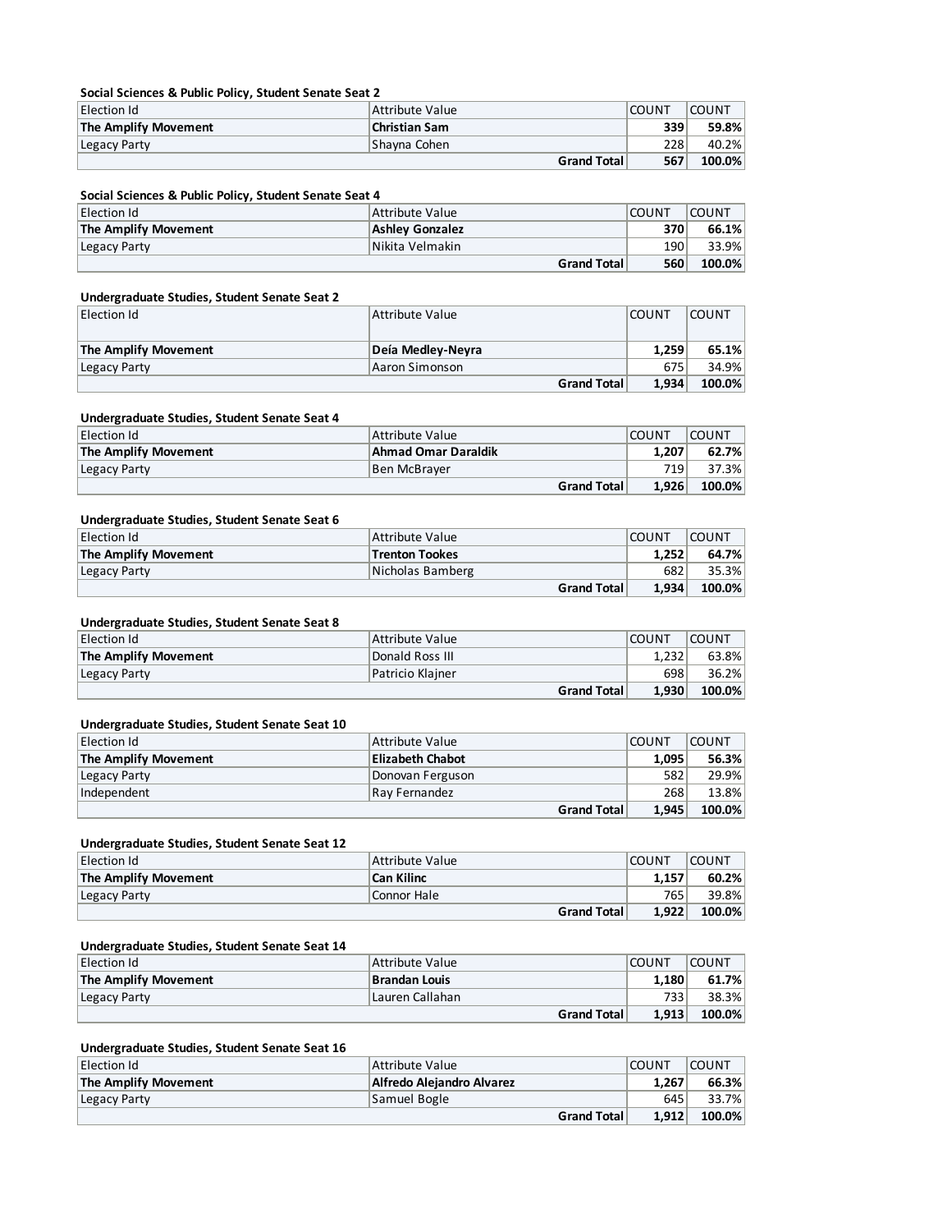**Social Sciences & Public Policy, Student Senate Seat 2**

| Election Id | Attribute Value | COUNT | COUNT |
|---|---|---|---|
| **The Amplify Movement** | **Christian Sam** | **339** | **59.8%** |
| Legacy Party | Shayna Cohen | 228 | 40.2% |
| | **Grand Total** | **567** | **100.0%** |

**Social Sciences & Public Policy, Student Senate Seat 4**

| Election Id | Attribute Value | COUNT | COUNT |
|---|---|---|---|
| **The Amplify Movement** | **Ashley Gonzalez** | **370** | **66.1%** |
| Legacy Party | Nikita Velmakin | 190 | 33.9% |
| | **Grand Total** | **560** | **100.0%** |

**Undergraduate Studies, Student Senate Seat 2**

| Election Id | Attribute Value | COUNT | COUNT |
|---|---|---|---|
| **The Amplify Movement** | **Deía Medley-Neyra** | **1,259** | **65.1%** |
| Legacy Party | Aaron Simonson | 675 | 34.9% |
| | **Grand Total** | **1,934** | **100.0%** |

**Undergraduate Studies, Student Senate Seat 4**

| Election Id | Attribute Value | COUNT | COUNT |
|---|---|---|---|
| **The Amplify Movement** | **Ahmad Omar Daraldik** | **1,207** | **62.7%** |
| Legacy Party | Ben McBrayer | 719 | 37.3% |
| | **Grand Total** | **1,926** | **100.0%** |

**Undergraduate Studies, Student Senate Seat 6**

| Election Id | Attribute Value | COUNT | COUNT |
|---|---|---|---|
| **The Amplify Movement** | **Trenton Tookes** | **1,252** | **64.7%** |
| Legacy Party | Nicholas Bamberg | 682 | 35.3% |
| | **Grand Total** | **1,934** | **100.0%** |

**Undergraduate Studies, Student Senate Seat 8**

| Election Id | Attribute Value | COUNT | COUNT |
|---|---|---|---|
| **The Amplify Movement** | Donald Ross III | 1,232 | 63.8% |
| Legacy Party | Patricio Klajner | 698 | 36.2% |
| | **Grand Total** | **1,930** | **100.0%** |

**Undergraduate Studies, Student Senate Seat 10**

| Election Id | Attribute Value | COUNT | COUNT |
|---|---|---|---|
| **The Amplify Movement** | **Elizabeth Chabot** | **1,095** | **56.3%** |
| Legacy Party | Donovan Ferguson | 582 | 29.9% |
| Independent | Ray Fernandez | 268 | 13.8% |
| | **Grand Total** | **1,945** | **100.0%** |

**Undergraduate Studies, Student Senate Seat 12**

| Election Id | Attribute Value | COUNT | COUNT |
|---|---|---|---|
| **The Amplify Movement** | **Can Kilinc** | **1,157** | **60.2%** |
| Legacy Party | Connor Hale | 765 | 39.8% |
| | **Grand Total** | **1,922** | **100.0%** |

**Undergraduate Studies, Student Senate Seat 14**

| Election Id | Attribute Value | COUNT | COUNT |
|---|---|---|---|
| **The Amplify Movement** | **Brandan Louis** | **1,180** | **61.7%** |
| Legacy Party | Lauren Callahan | 733 | 38.3% |
| | **Grand Total** | **1,913** | **100.0%** |

**Undergraduate Studies, Student Senate Seat 16**

| Election Id | Attribute Value | COUNT | COUNT |
|---|---|---|---|
| **The Amplify Movement** | **Alfredo Alejandro Alvarez** | **1,267** | **66.3%** |
| Legacy Party | Samuel Bogle | 645 | 33.7% |
| | **Grand Total** | **1,912** | **100.0%** |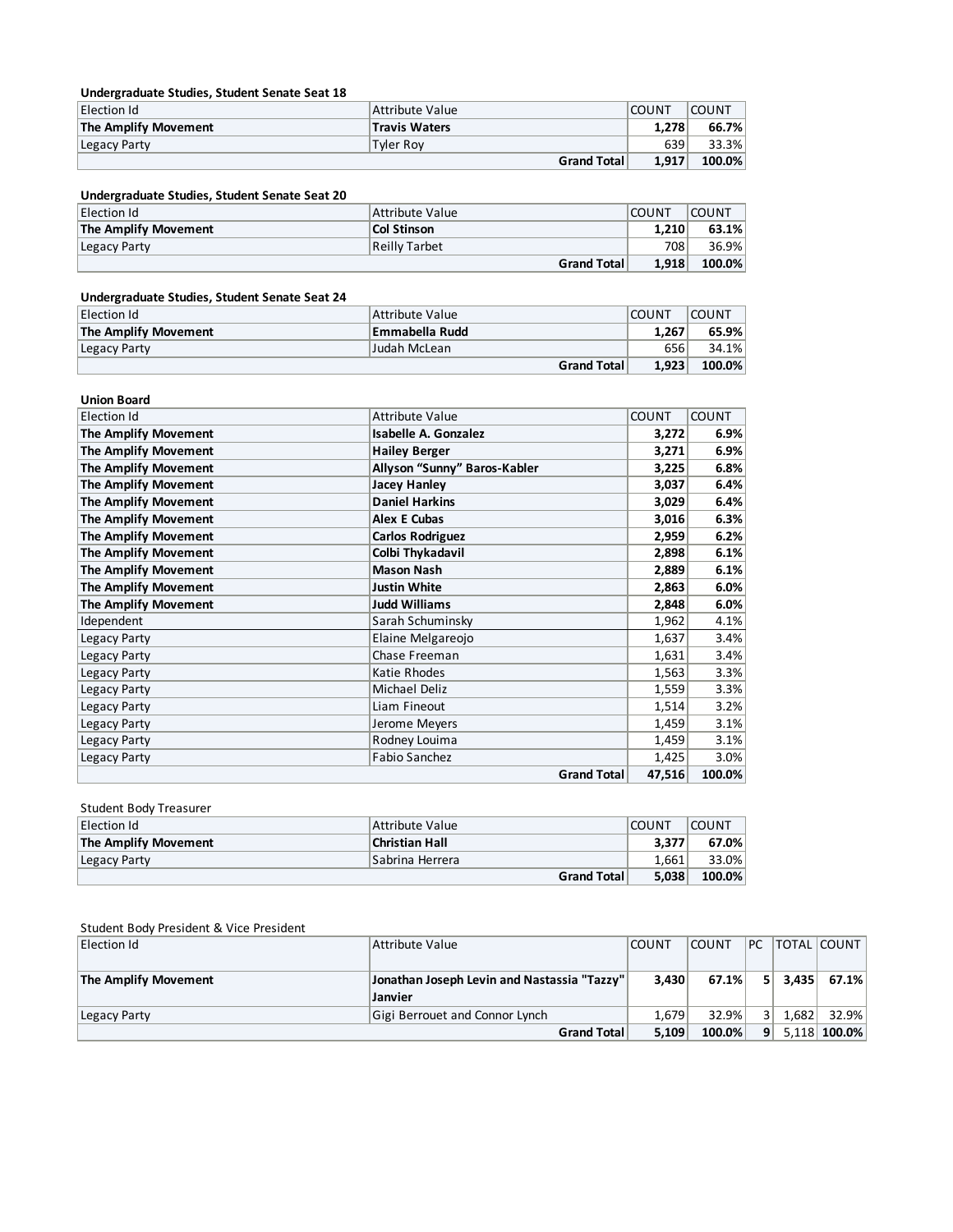**Undergraduate Studies, Student Senate Seat 18**

| Election Id | Attribute Value | COUNT | COUNT |
|---|---|---|---|
| **The Amplify Movement** | **Travis Waters** | **1,278** | **66.7%** |
| Legacy Party | Tyler Roy | 639 | 33.3% |
| | **Grand Total** | **1,917** | **100.0%** |

**Undergraduate Studies, Student Senate Seat 20**

| Election Id | Attribute Value | COUNT | COUNT |
|---|---|---|---|
| **The Amplify Movement** | **Col Stinson** | **1,210** | **63.1%** |
| Legacy Party | Reilly Tarbet | 708 | 36.9% |
| | **Grand Total** | **1,918** | **100.0%** |

**Undergraduate Studies, Student Senate Seat 24**

| Election Id | Attribute Value | COUNT | COUNT |
|---|---|---|---|
| **The Amplify Movement** | **Emmabella Rudd** | **1,267** | **65.9%** |
| Legacy Party | Judah McLean | 656 | 34.1% |
| | **Grand Total** | **1,923** | **100.0%** |

**Union Board**

| Election Id | Attribute Value | COUNT | COUNT |
|---|---|---|---|
| **The Amplify Movement** | **Isabelle A. Gonzalez** | **3,272** | **6.9%** |
| **The Amplify Movement** | **Hailey Berger** | **3,271** | **6.9%** |
| **The Amplify Movement** | **Allyson “Sunny” Baros-Kabler** | **3,225** | **6.8%** |
| **The Amplify Movement** | **Jacey Hanley** | **3,037** | **6.4%** |
| **The Amplify Movement** | **Daniel Harkins** | **3,029** | **6.4%** |
| **The Amplify Movement** | **Alex E Cubas** | **3,016** | **6.3%** |
| **The Amplify Movement** | **Carlos Rodriguez** | **2,959** | **6.2%** |
| **The Amplify Movement** | **Colbi Thykadavil** | **2,898** | **6.1%** |
| **The Amplify Movement** | **Mason Nash** | **2,889** | **6.1%** |
| **The Amplify Movement** | **Justin White** | **2,863** | **6.0%** |
| **The Amplify Movement** | **Judd Williams** | **2,848** | **6.0%** |
| Idependent | Sarah Schuminsky | 1,962 | 4.1% |
| Legacy Party | Elaine Melgareojo | 1,637 | 3.4% |
| Legacy Party | Chase Freeman | 1,631 | 3.4% |
| Legacy Party | Katie Rhodes | 1,563 | 3.3% |
| Legacy Party | Michael Deliz | 1,559 | 3.3% |
| Legacy Party | Liam Fineout | 1,514 | 3.2% |
| Legacy Party | Jerome Meyers | 1,459 | 3.1% |
| Legacy Party | Rodney Louima | 1,459 | 3.1% |
| Legacy Party | Fabio Sanchez | 1,425 | 3.0% |
| | **Grand Total** | **47,516** | **100.0%** |

Student Body Treasurer

| Election Id | Attribute Value | COUNT | COUNT |
|---|---|---|---|
| **The Amplify Movement** | **Christian Hall** | **3,377** | **67.0%** |
| Legacy Party | Sabrina Herrera | 1,661 | 33.0% |
| | **Grand Total** | **5,038** | **100.0%** |

Student Body President & Vice President

| Election Id | Attribute Value | COUNT | COUNT | PC | TOTAL | COUNT |
|---|---|---|---|---|---|---|
| **The Amplify Movement** | **Jonathan Joseph Levin and Nastassia "Tazzy" Janvier** | **3,430** | **67.1%** | **5** | **3,435** | **67.1%** |
| Legacy Party | Gigi Berrouet and Connor Lynch | 1,679 | 32.9% | 3 | 1,682 | 32.9% |
| | **Grand Total** | **5,109** | **100.0%** | **9** | 5,118 | **100.0%** |